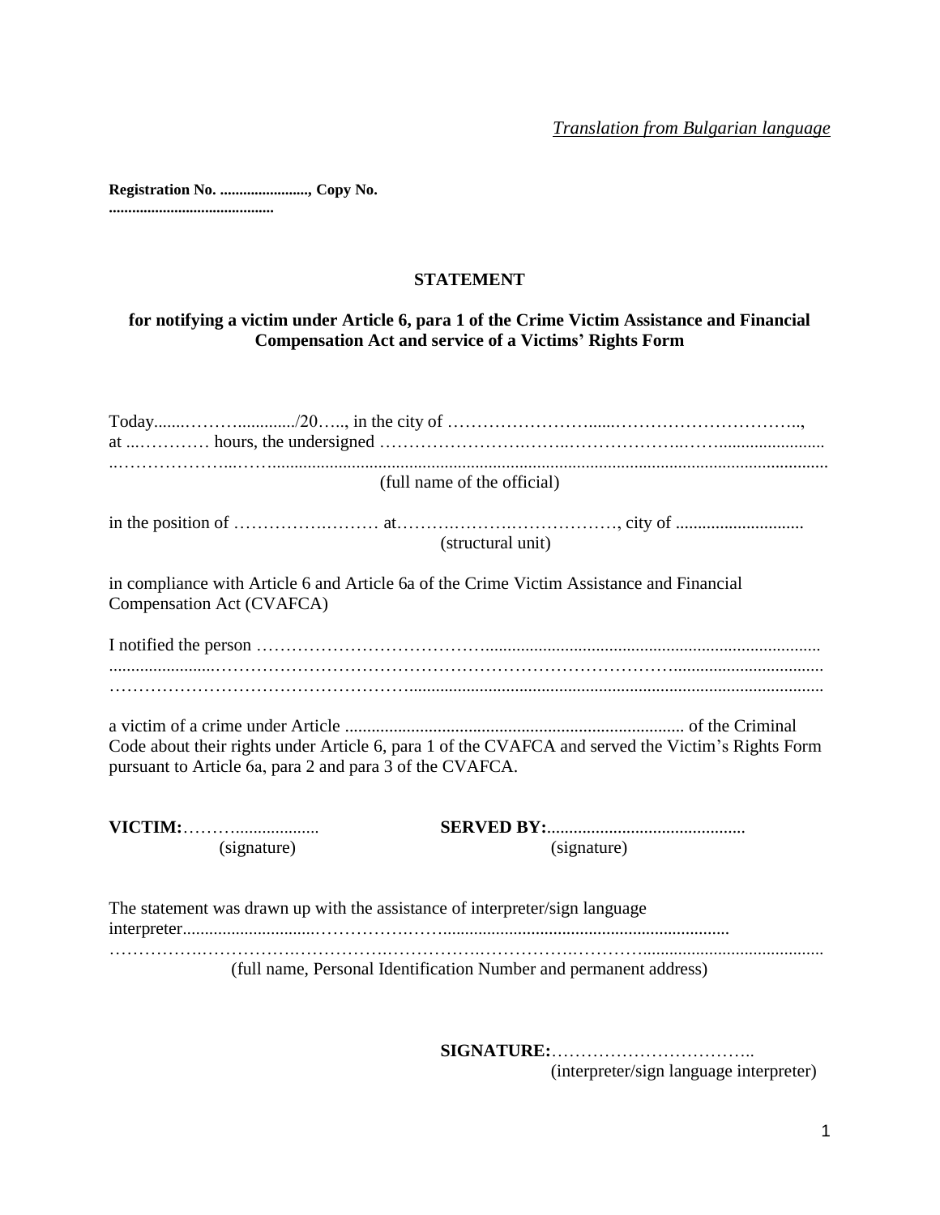*Translation from Bulgarian language*

**Registration No. ......................., Copy No. ..........................................**

**STATEMENT**

**for notifying a victim under Article 6, para 1 of the Crime Victim Assistance and Financial Compensation Act and service of a Victims' Rights Form**

Today.......……….............../20….., in the city of ……………………......………………………….., at ...………… hours, the undersigned ……………………..……..………………..……........................ ..………………...…….............................................................................................................................

(full name of the official)

in the position of …………….……… at…………………………………, city of .............................

(structural unit)

in compliance with Article 6 and Article 6a of the Crime Victim Assistance and Financial Compensation Act (CVAFCA)

I notified the person ………………………………….......................................................................... .......................………………………………………………………………………................................. ……………………………………………................................................................................................

a victim of a crime under Article ............................................................................ of the Criminal Code about their rights under Article 6, para 1 of the CVAFCA and served the Victim's Rights Form pursuant to Article 6a, para 2 and para 3 of the CVAFCA.

**VICTIM:**………...................
(signature)

**SERVED BY:**.............................................
(signature)

The statement was drawn up with the assistance of interpreter/sign language interpreter..............................…………………….................................................................. ……………..……………..……………..……………..……………..………..........................................

(full name, Personal Identification Number and permanent address)

**SIGNATURE:**……………………………..
(interpreter/sign language interpreter)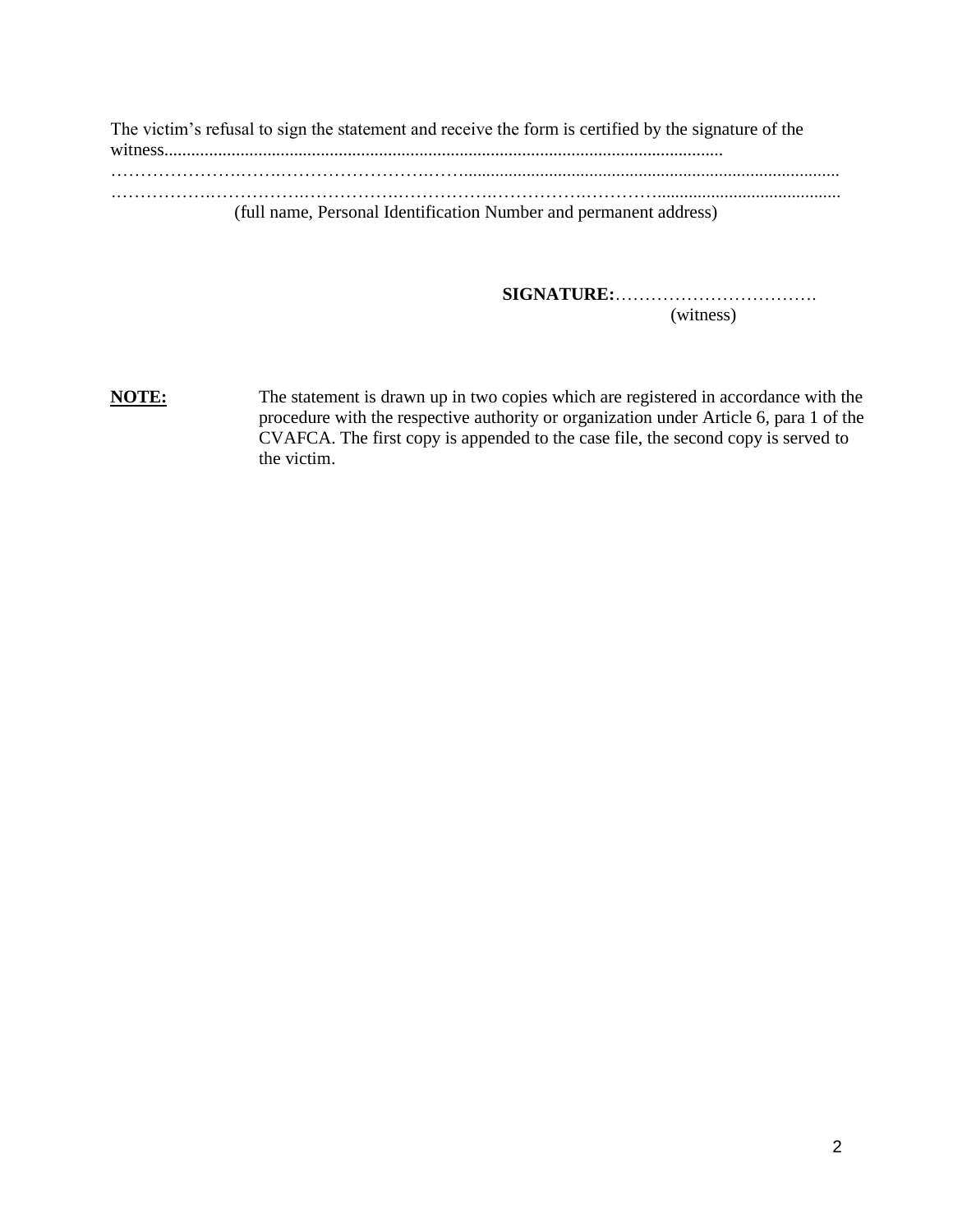The victim's refusal to sign the statement and receive the form is certified by the signature of the witness.........................................................................................................................................

…………………………………………………………………………………………………………………

…………………………………………………………………………………………………………………

(full name, Personal Identification Number and permanent address)

**SIGNATURE:**…………………………….

(witness)

**NOTE:** The statement is drawn up in two copies which are registered in accordance with the procedure with the respective authority or organization under Article 6, para 1 of the CVAFCA. The first copy is appended to the case file, the second copy is served to the victim.